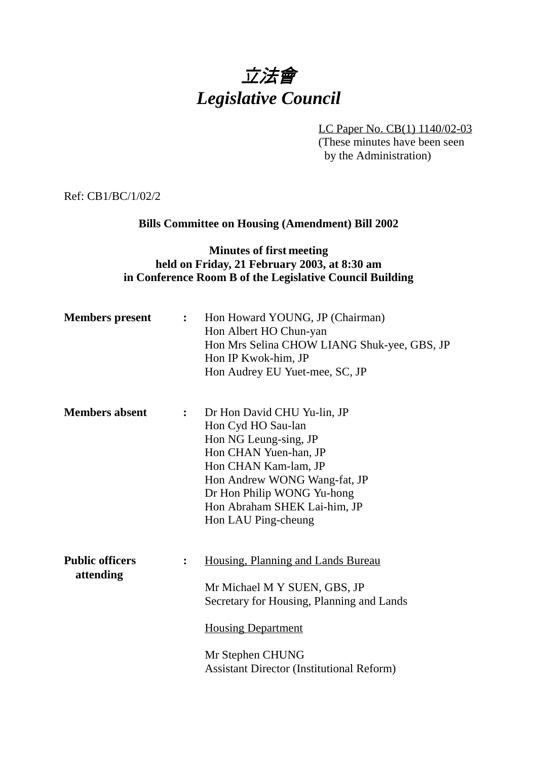# *立法會*
# *Legislative Council*

LC Paper No. CB(1) 1140/02-03
(These minutes have been seen by the Administration)

Ref: CB1/BC/1/02/2

**Bills Committee on Housing (Amendment) Bill 2002**

**Minutes of first meeting**
**held on Friday, 21 February 2003, at 8:30 am**
**in Conference Room B of the Legislative Council Building**

**Members present** : Hon Howard YOUNG, JP (Chairman)
Hon Albert HO Chun-yan
Hon Mrs Selina CHOW LIANG Shuk-yee, GBS, JP
Hon IP Kwok-him, JP
Hon Audrey EU Yuet-mee, SC, JP

**Members absent** : Dr Hon David CHU Yu-lin, JP
Hon Cyd HO Sau-lan
Hon NG Leung-sing, JP
Hon CHAN Yuen-han, JP
Hon CHAN Kam-lam, JP
Hon Andrew WONG Wang-fat, JP
Dr Hon Philip WONG Yu-hong
Hon Abraham SHEK Lai-him, JP
Hon LAU Ping-cheung

**Public officers attending** : Housing, Planning and Lands Bureau

Mr Michael M Y SUEN, GBS, JP
Secretary for Housing, Planning and Lands

Housing Department

Mr Stephen CHUNG
Assistant Director (Institutional Reform)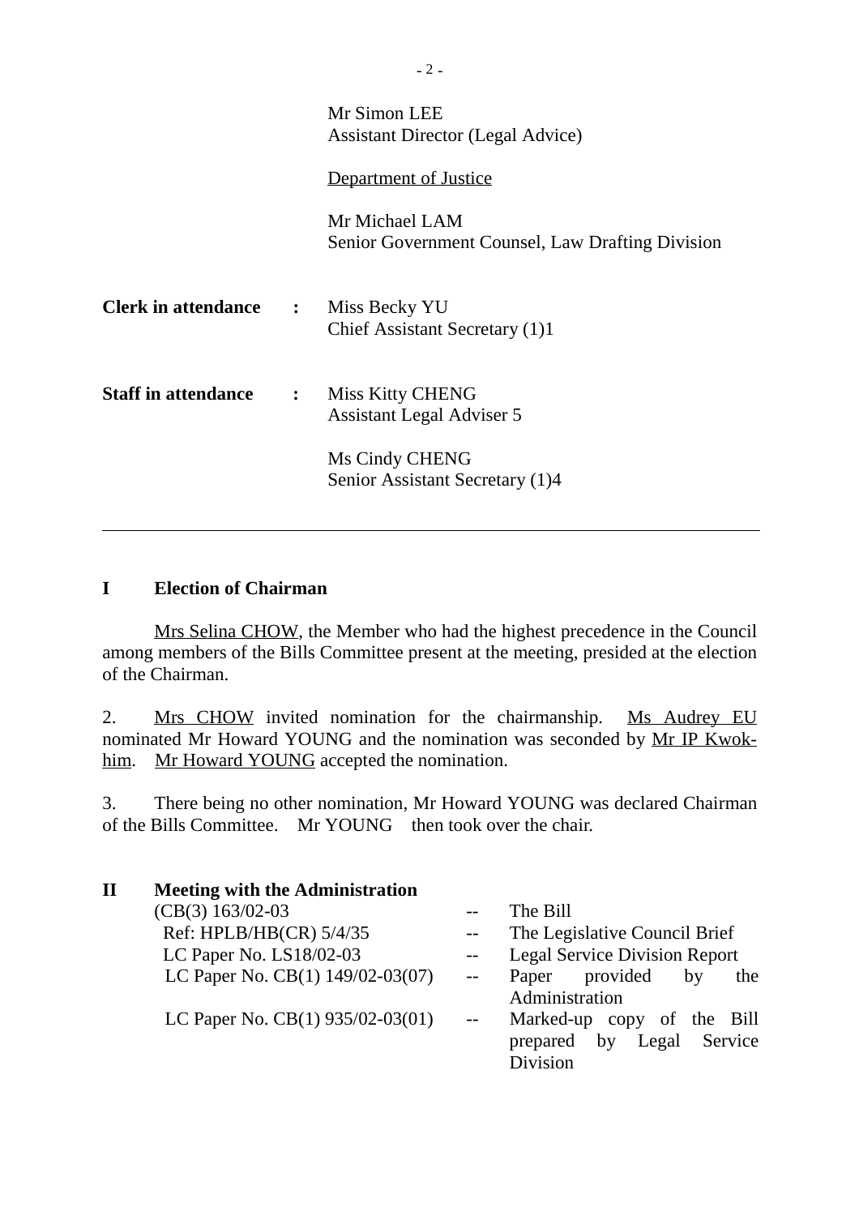Mr Simon LEE
Assistant Director (Legal Advice)

Department of Justice

Mr Michael LAM
Senior Government Counsel, Law Drafting Division

**Clerk in attendance** : Miss Becky YU
Chief Assistant Secretary (1)1

**Staff in attendance** : Miss Kitty CHENG
Assistant Legal Adviser 5

Ms Cindy CHENG
Senior Assistant Secretary (1)4

---

## I Election of Chairman

Mrs Selina CHOW, the Member who had the highest precedence in the Council among members of the Bills Committee present at the meeting, presided at the election of the Chairman.

2. Mrs CHOW invited nomination for the chairmanship. Ms Audrey EU nominated Mr Howard YOUNG and the nomination was seconded by Mr IP Kwok-him. Mr Howard YOUNG accepted the nomination.

3. There being no other nomination, Mr Howard YOUNG was declared Chairman of the Bills Committee. Mr YOUNG then took over the chair.

## II Meeting with the Administration

(CB(3) 163/02-03 -- The Bill
Ref: HPLB/HB(CR) 5/4/35 -- The Legislative Council Brief
LC Paper No. LS18/02-03 -- Legal Service Division Report
LC Paper No. CB(1) 149/02-03(07) -- Paper provided by the Administration
LC Paper No. CB(1) 935/02-03(01) -- Marked-up copy of the Bill prepared by Legal Service Division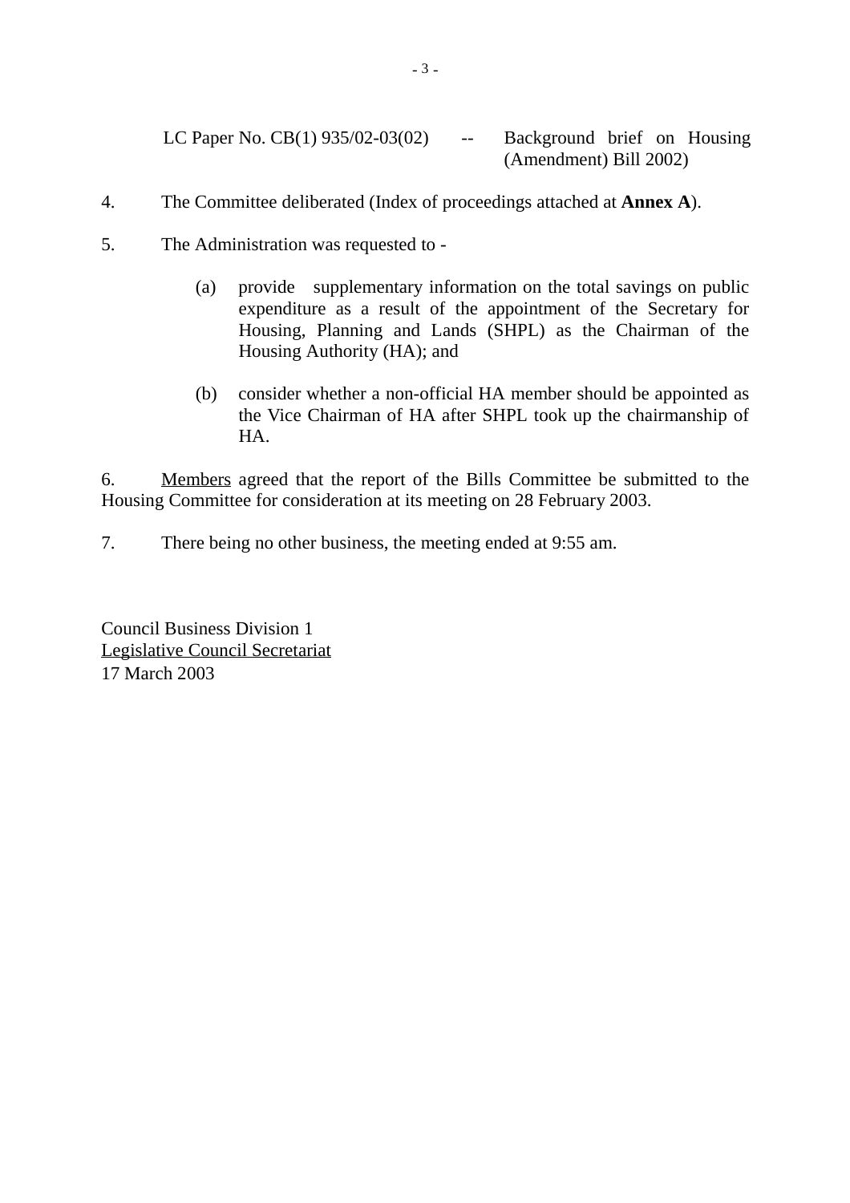LC Paper No. CB(1) 935/02-03(02) -- Background brief on Housing (Amendment) Bill 2002)

4. The Committee deliberated (Index of proceedings attached at **Annex A**).

5. The Administration was requested to -

   (a) provide supplementary information on the total savings on public expenditure as a result of the appointment of the Secretary for Housing, Planning and Lands (SHPL) as the Chairman of the Housing Authority (HA); and

   (b) consider whether a non-official HA member should be appointed as the Vice Chairman of HA after SHPL took up the chairmanship of HA.

6. Members agreed that the report of the Bills Committee be submitted to the Housing Committee for consideration at its meeting on 28 February 2003.

7. There being no other business, the meeting ended at 9:55 am.

Council Business Division 1
Legislative Council Secretariat
17 March 2003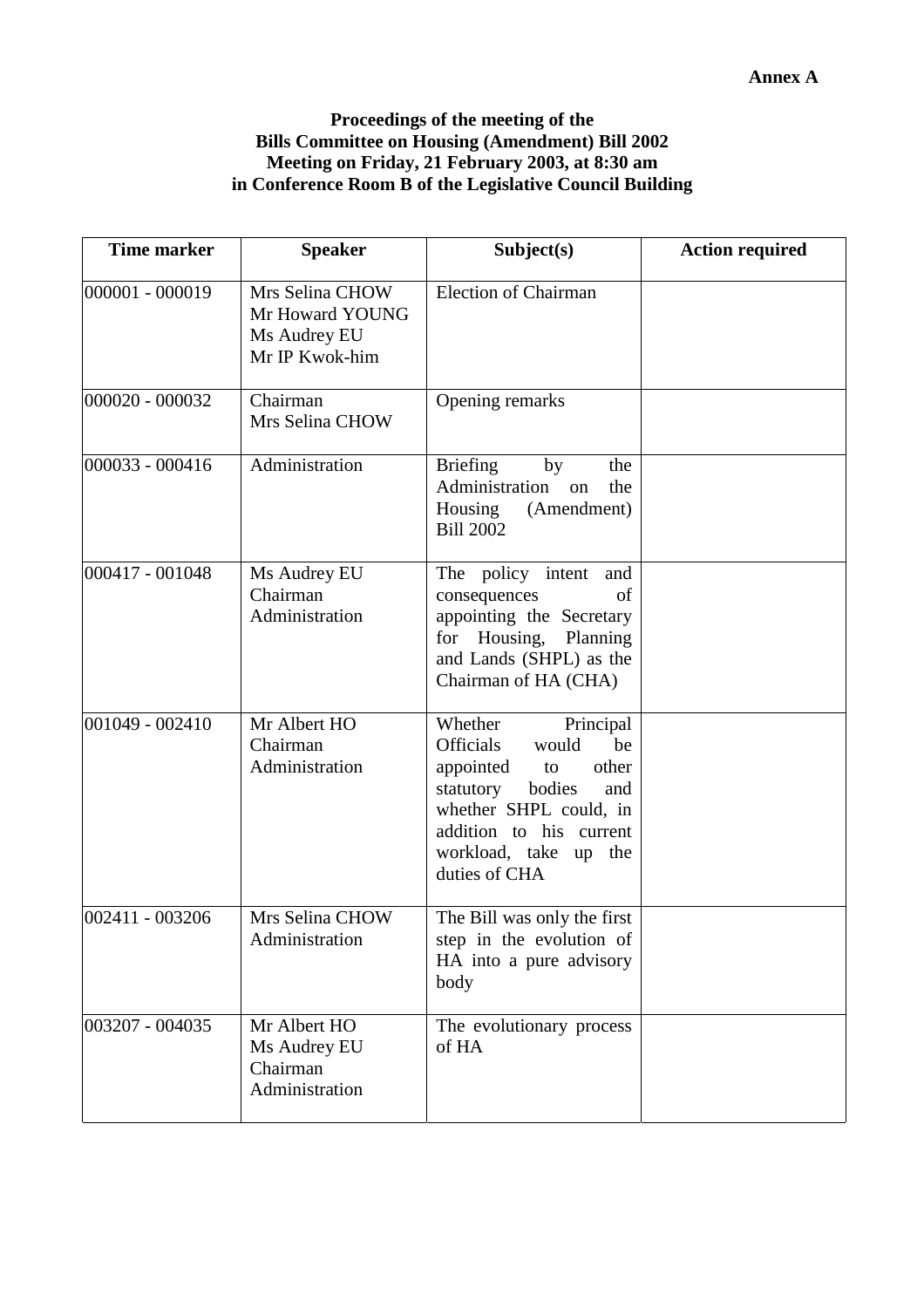**Annex A**

**Proceedings of the meeting of the**
**Bills Committee on Housing (Amendment) Bill 2002**
**Meeting on Friday, 21 February 2003, at 8:30 am**
**in Conference Room B of the Legislative Council Building**

| Time marker | Speaker | Subject(s) | Action required |
|---|---|---|---|
| 000001 - 000019 | Mrs Selina CHOW<br>Mr Howard YOUNG<br>Ms Audrey EU<br>Mr IP Kwok-him | Election of Chairman | |
| 000020 - 000032 | Chairman<br>Mrs Selina CHOW | Opening remarks | |
| 000033 - 000416 | Administration | Briefing by the Administration on the Housing (Amendment) Bill 2002 | |
| 000417 - 001048 | Ms Audrey EU<br>Chairman<br>Administration | The policy intent and consequences of appointing the Secretary for Housing, Planning and Lands (SHPL) as the Chairman of HA (CHA) | |
| 001049 - 002410 | Mr Albert HO<br>Chairman<br>Administration | Whether Principal Officials would be appointed to other statutory bodies and whether SHPL could, in addition to his current workload, take up the duties of CHA | |
| 002411 - 003206 | Mrs Selina CHOW<br>Administration | The Bill was only the first step in the evolution of HA into a pure advisory body | |
| 003207 - 004035 | Mr Albert HO<br>Ms Audrey EU<br>Chairman<br>Administration | The evolutionary process of HA | |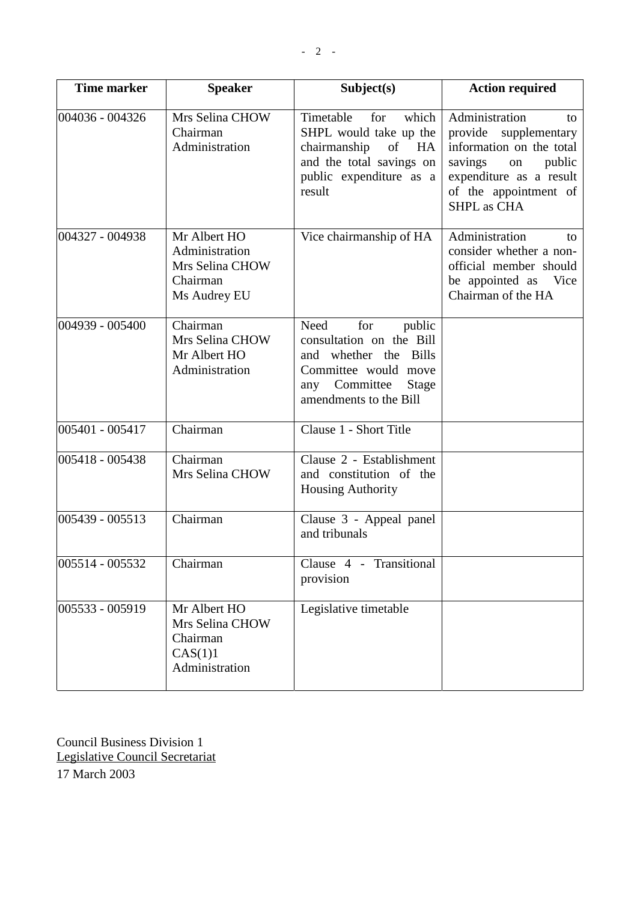| Time marker | Speaker | Subject(s) | Action required |
|---|---|---|---|
| 004036 - 004326 | Mrs Selina CHOW<br>Chairman<br>Administration | Timetable for which SHPL would take up the chairmanship of HA and the total savings on public expenditure as a result | Administration to provide supplementary information on the total savings on public expenditure as a result of the appointment of SHPL as CHA |
| 004327 - 004938 | Mr Albert HO<br>Administration<br>Mrs Selina CHOW<br>Chairman<br>Ms Audrey EU | Vice chairmanship of HA | Administration to consider whether a non-official member should be appointed as Vice Chairman of the HA |
| 004939 - 005400 | Chairman<br>Mrs Selina CHOW<br>Mr Albert HO<br>Administration | Need for public consultation on the Bill and whether the Bills Committee would move any Committee Stage amendments to the Bill | |
| 005401 - 005417 | Chairman | Clause 1 - Short Title | |
| 005418 - 005438 | Chairman<br>Mrs Selina CHOW | Clause 2 - Establishment and constitution of the Housing Authority | |
| 005439 - 005513 | Chairman | Clause 3 - Appeal panel and tribunals | |
| 005514 - 005532 | Chairman | Clause 4 - Transitional provision | |
| 005533 - 005919 | Mr Albert HO<br>Mrs Selina CHOW<br>Chairman<br>CAS(1)1<br>Administration | Legislative timetable | |

Council Business Division 1
Legislative Council Secretariat
17 March 2003